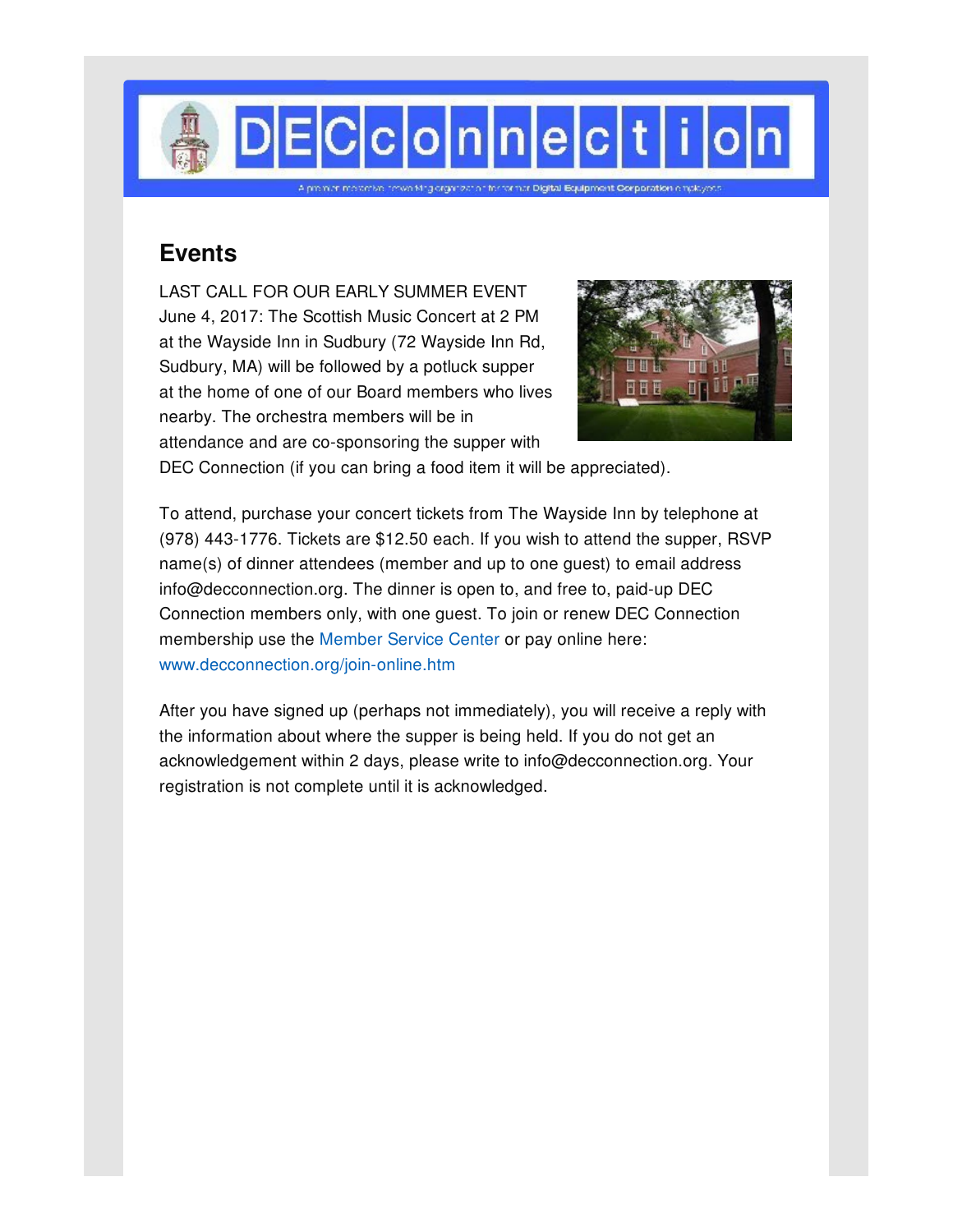# DECconnection

A premier nonprofit networking organization for former Digital Equipment Corporation employees

## Events

LAST CALL FOR OUR EARLY SUMMER EVENT June 4, 2017: The Scottish Music Concert at 2 PM at the Wayside Inn in Sudbury (72 Wayside Inn Rd, Sudbury, MA) will be followed by a potluck supper at the home of one of our Board members who lives nearby. The orchestra members will be in attendance and are co-sponsoring the supper with DEC Connection (if you can bring a food item it will be appreciated).

To attend, purchase your concert tickets from The Wayside Inn by telephone at (978) 443-1776. Tickets are $12.50 each. If you wish to attend the supper, RSVP name(s) of dinner attendees (member and up to one guest) to email address info@decconnection.org. The dinner is open to, and free to, paid-up DEC Connection members only, with one guest. To join or renew DEC Connection membership use the Member Service Center or pay online here: www.decconnection.org/join-online.htm

After you have signed up (perhaps not immediately), you will receive a reply with the information about where the supper is being held. If you do not get an acknowledgement within 2 days, please write to info@decconnection.org. Your registration is not complete until it is acknowledged.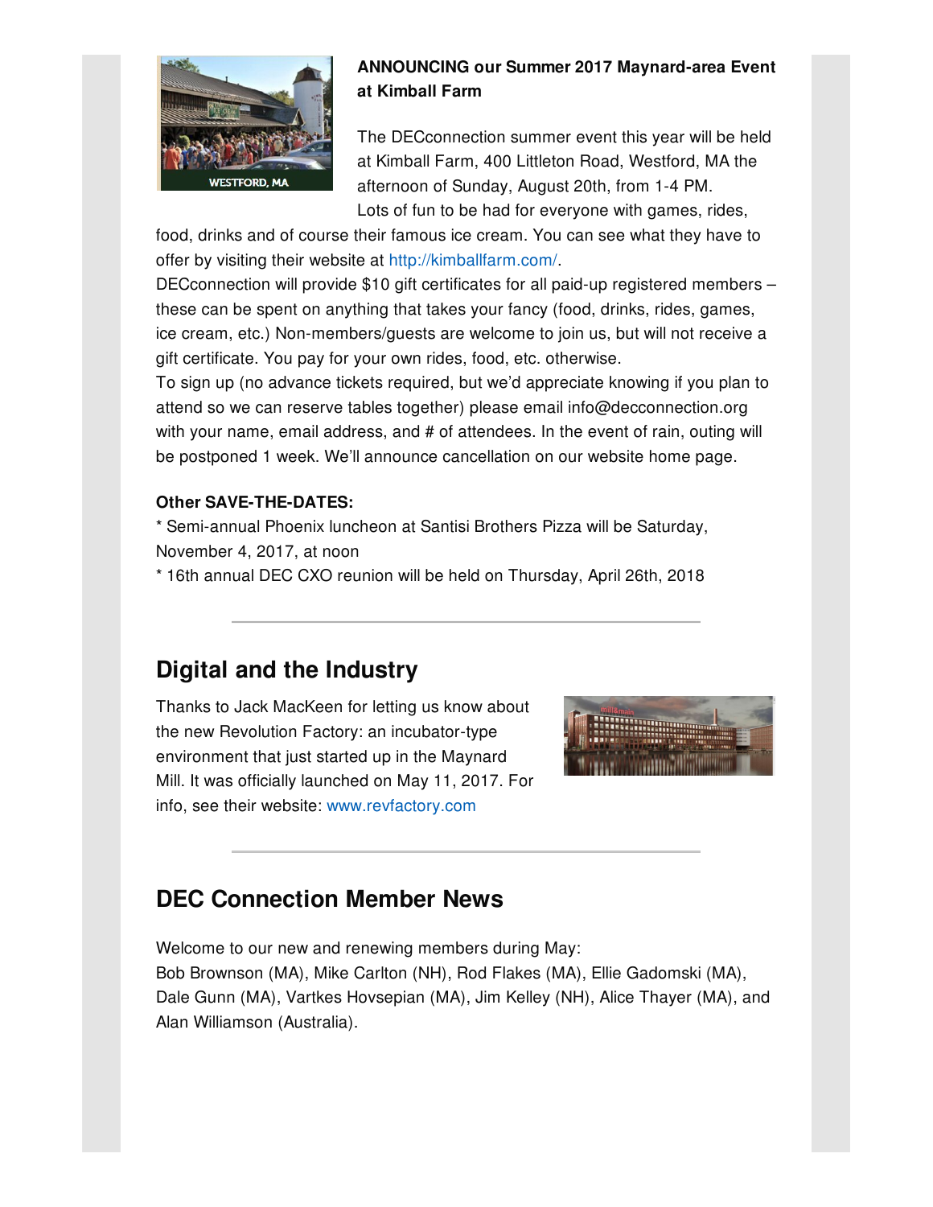**ANNOUNCING our Summer 2017 Maynard-area Event at Kimball Farm**

The DECconnection summer event this year will be held at Kimball Farm, 400 Littleton Road, Westford, MA the afternoon of Sunday, August 20th, from 1-4 PM. Lots of fun to be had for everyone with games, rides, food, drinks and of course their famous ice cream. You can see what they have to offer by visiting their website at http://kimballfarm.com/.
DECconnection will provide $10 gift certificates for all paid-up registered members – these can be spent on anything that takes your fancy (food, drinks, rides, games, ice cream, etc.) Non-members/guests are welcome to join us, but will not receive a gift certificate. You pay for your own rides, food, etc. otherwise.
To sign up (no advance tickets required, but we'd appreciate knowing if you plan to attend so we can reserve tables together) please email info@decconnection.org with your name, email address, and # of attendees. In the event of rain, outing will be postponed 1 week. We'll announce cancellation on our website home page.

**Other SAVE-THE-DATES:**
* Semi-annual Phoenix luncheon at Santisi Brothers Pizza will be Saturday, November 4, 2017, at noon
* 16th annual DEC CXO reunion will be held on Thursday, April 26th, 2018

---

## Digital and the Industry

Thanks to Jack MacKeen for letting us know about the new Revolution Factory: an incubator-type environment that just started up in the Maynard Mill. It was officially launched on May 11, 2017. For info, see their website: www.revfactory.com

---

## DEC Connection Member News

Welcome to our new and renewing members during May:
Bob Brownson (MA), Mike Carlton (NH), Rod Flakes (MA), Ellie Gadomski (MA), Dale Gunn (MA), Vartkes Hovsepian (MA), Jim Kelley (NH), Alice Thayer (MA), and Alan Williamson (Australia).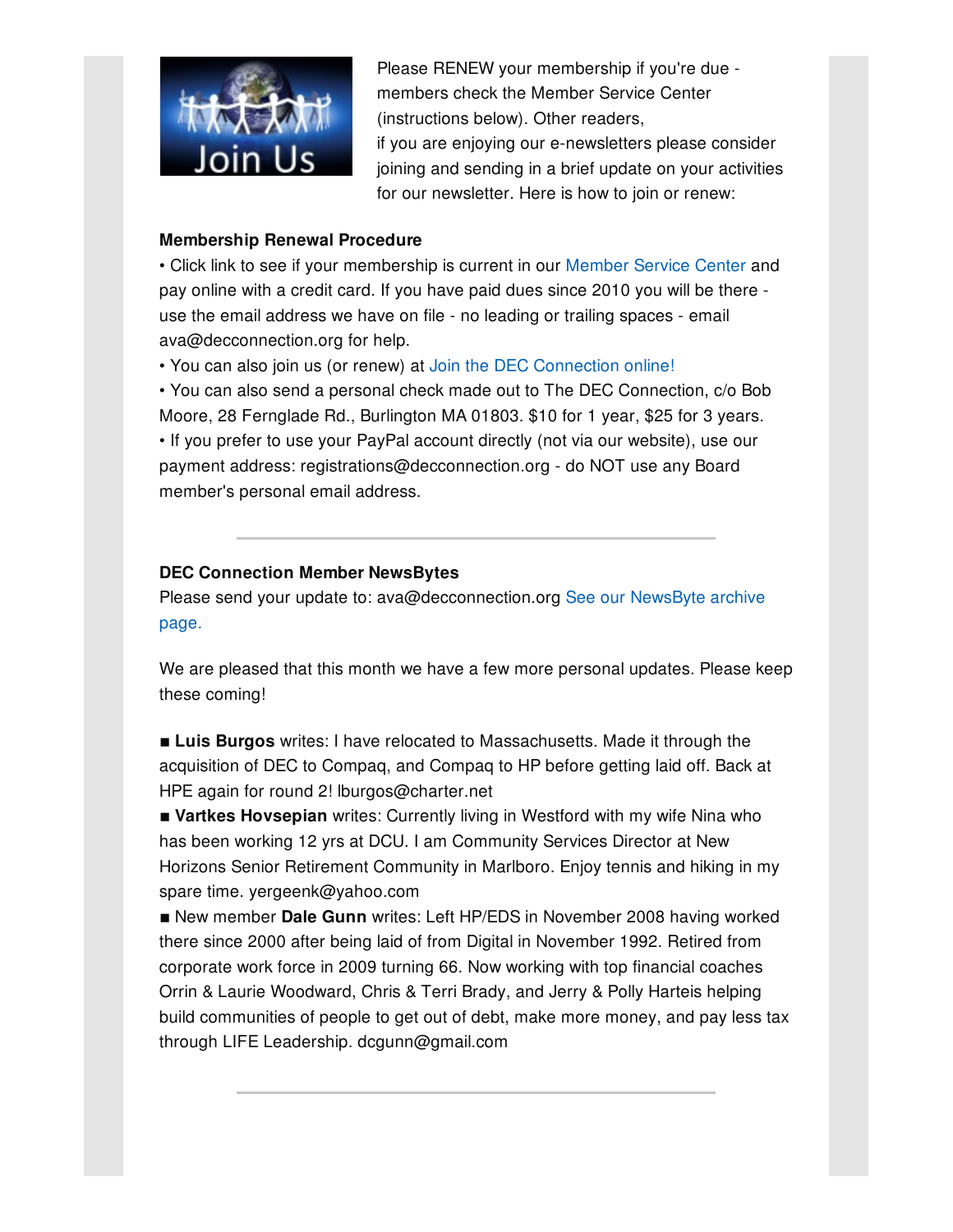Please RENEW your membership if you're due - members check the Member Service Center (instructions below). Other readers, if you are enjoying our e-newsletters please consider joining and sending in a brief update on your activities for our newsletter. Here is how to join or renew:

**Membership Renewal Procedure**

• Click link to see if your membership is current in our Member Service Center and pay online with a credit card. If you have paid dues since 2010 you will be there - use the email address we have on file - no leading or trailing spaces - email ava@decconnection.org for help.
• You can also join us (or renew) at Join the DEC Connection online!
• You can also send a personal check made out to The DEC Connection, c/o Bob Moore, 28 Fernglade Rd., Burlington MA 01803. $10 for 1 year, $25 for 3 years.
• If you prefer to use your PayPal account directly (not via our website), use our payment address: registrations@decconnection.org - do NOT use any Board member's personal email address.

---

**DEC Connection Member NewsBytes**

Please send your update to: ava@decconnection.org See our NewsByte archive page.

We are pleased that this month we have a few more personal updates. Please keep these coming!

■ **Luis Burgos** writes: I have relocated to Massachusetts. Made it through the acquisition of DEC to Compaq, and Compaq to HP before getting laid off. Back at HPE again for round 2! lburgos@charter.net
■ **Vartkes Hovsepian** writes: Currently living in Westford with my wife Nina who has been working 12 yrs at DCU. I am Community Services Director at New Horizons Senior Retirement Community in Marlboro. Enjoy tennis and hiking in my spare time. yergeenk@yahoo.com
■ New member **Dale Gunn** writes: Left HP/EDS in November 2008 having worked there since 2000 after being laid of from Digital in November 1992. Retired from corporate work force in 2009 turning 66. Now working with top financial coaches Orrin & Laurie Woodward, Chris & Terri Brady, and Jerry & Polly Harteis helping build communities of people to get out of debt, make more money, and pay less tax through LIFE Leadership. dcgunn@gmail.com

---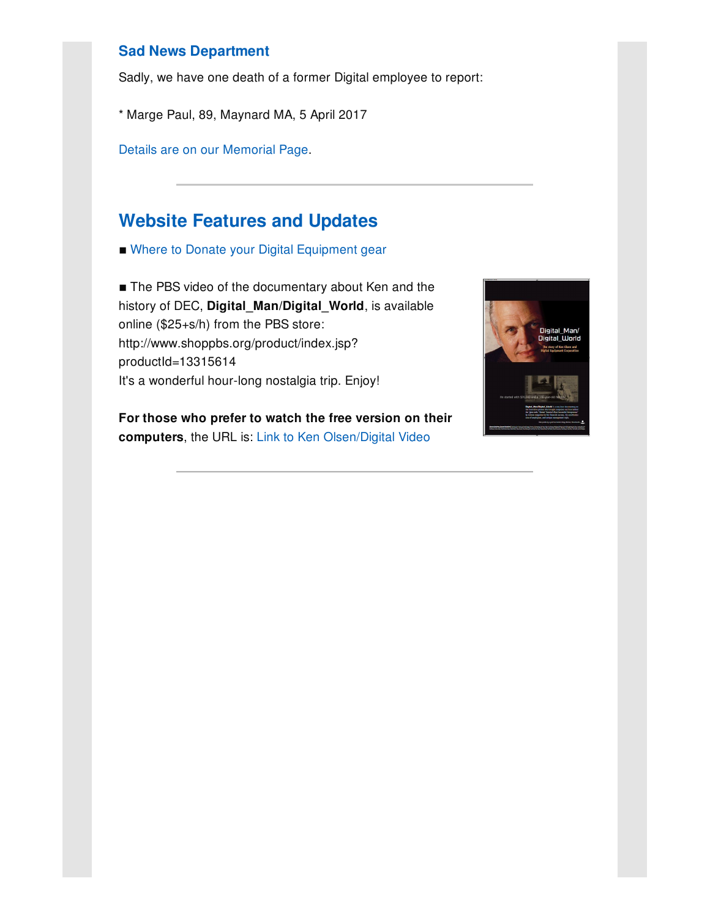## Sad News Department

Sadly, we have one death of a former Digital employee to report:

* Marge Paul, 89, Maynard MA, 5 April 2017

Details are on our Memorial Page.

---

# Website Features and Updates

■ Where to Donate your Digital Equipment gear

■ The PBS video of the documentary about Ken and the history of DEC, **Digital_Man**/**Digital_World**, is available online ($25+s/h) from the PBS store: http://www.shoppbs.org/product/index.jsp?productId=13315614
It's a wonderful hour-long nostalgia trip. Enjoy!

**For those who prefer to watch the free version on their computers**, the URL is: Link to Ken Olsen/Digital Video

---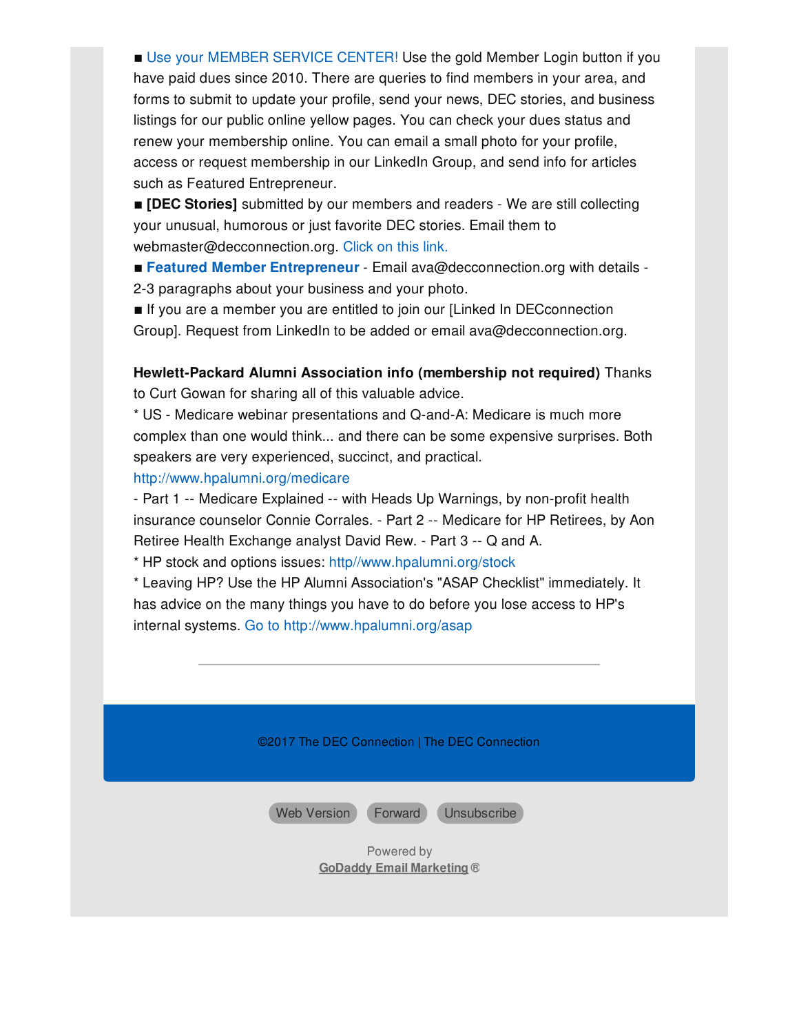■ Use your MEMBER SERVICE CENTER! Use the gold Member Login button if you have paid dues since 2010. There are queries to find members in your area, and forms to submit to update your profile, send your news, DEC stories, and business listings for our public online yellow pages. You can check your dues status and renew your membership online. You can email a small photo for your profile, access or request membership in our LinkedIn Group, and send info for articles such as Featured Entrepreneur.

■ **[DEC Stories]** submitted by our members and readers - We are still collecting your unusual, humorous or just favorite DEC stories. Email them to webmaster@decconnection.org. Click on this link.

■ **Featured Member Entrepreneur** - Email ava@decconnection.org with details - 2-3 paragraphs about your business and your photo.

■ If you are a member you are entitled to join our [Linked In DECconnection Group]. Request from LinkedIn to be added or email ava@decconnection.org.

**Hewlett-Packard Alumni Association info (membership not required)** Thanks to Curt Gowan for sharing all of this valuable advice.

* US - Medicare webinar presentations and Q-and-A: Medicare is much more complex than one would think... and there can be some expensive surprises. Both speakers are very experienced, succinct, and practical.
http://www.hpalumni.org/medicare
- Part 1 -- Medicare Explained -- with Heads Up Warnings, by non-profit health insurance counselor Connie Corrales. - Part 2 -- Medicare for HP Retirees, by Aon Retiree Health Exchange analyst David Rew. - Part 3 -- Q and A.
* HP stock and options issues: http//www.hpalumni.org/stock
* Leaving HP? Use the HP Alumni Association's "ASAP Checklist" immediately. It has advice on the many things you have to do before you lose access to HP's internal systems. Go to http://www.hpalumni.org/asap

---

©2017 The DEC Connection | The DEC Connection

Web Version Forward Unsubscribe

Powered by
GoDaddy Email Marketing ®